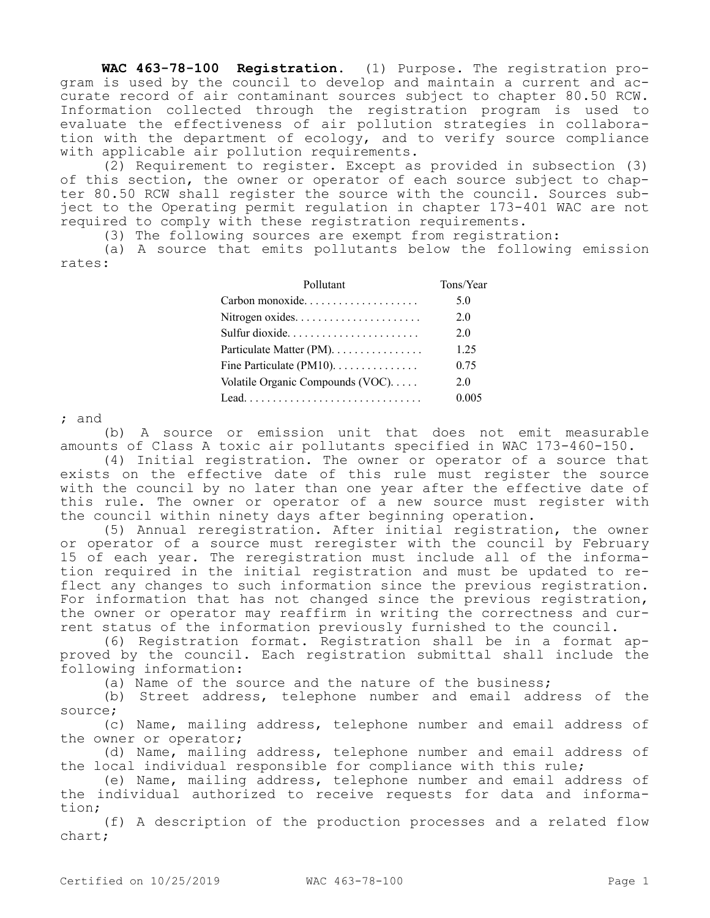**WAC 463-78-100 Registration.** (1) Purpose. The registration program is used by the council to develop and maintain a current and accurate record of air contaminant sources subject to chapter 80.50 RCW. Information collected through the registration program is used to evaluate the effectiveness of air pollution strategies in collaboration with the department of ecology, and to verify source compliance with applicable air pollution requirements.

(2) Requirement to register. Except as provided in subsection (3) of this section, the owner or operator of each source subject to chapter 80.50 RCW shall register the source with the council. Sources subject to the Operating permit regulation in chapter 173-401 WAC are not required to comply with these registration requirements.

(3) The following sources are exempt from registration:

(a) A source that emits pollutants below the following emission rates:

| Pollutant | Tons/Year |
|---|---|
| Carbon monoxide. . . . . . . . . . . . . . . . . . . . | 5.0 |
| Nitrogen oxides. . . . . . . . . . . . . . . . . . . . . . | 2.0 |
| Sulfur dioxide. . . . . . . . . . . . . . . . . . . . . . . | 2.0 |
| Particulate Matter (PM). . . . . . . . . . . . . . . . | 1.25 |
| Fine Particulate (PM10). . . . . . . . . . . . . . . | 0.75 |
| Volatile Organic Compounds (VOC). . . . . | 2.0 |
| Lead. . . . . . . . . . . . . . . . . . . . . . . . . . . . . . . | 0.005 |

; and

(b) A source or emission unit that does not emit measurable amounts of Class A toxic air pollutants specified in WAC 173-460-150.

(4) Initial registration. The owner or operator of a source that exists on the effective date of this rule must register the source with the council by no later than one year after the effective date of this rule. The owner or operator of a new source must register with the council within ninety days after beginning operation.

(5) Annual reregistration. After initial registration, the owner or operator of a source must reregister with the council by February 15 of each year. The reregistration must include all of the information required in the initial registration and must be updated to reflect any changes to such information since the previous registration. For information that has not changed since the previous registration, the owner or operator may reaffirm in writing the correctness and current status of the information previously furnished to the council.

(6) Registration format. Registration shall be in a format approved by the council. Each registration submittal shall include the following information:

(a) Name of the source and the nature of the business;

(b) Street address, telephone number and email address of the source;

(c) Name, mailing address, telephone number and email address of the owner or operator;

(d) Name, mailing address, telephone number and email address of the local individual responsible for compliance with this rule;

(e) Name, mailing address, telephone number and email address of the individual authorized to receive requests for data and information;

(f) A description of the production processes and a related flow chart;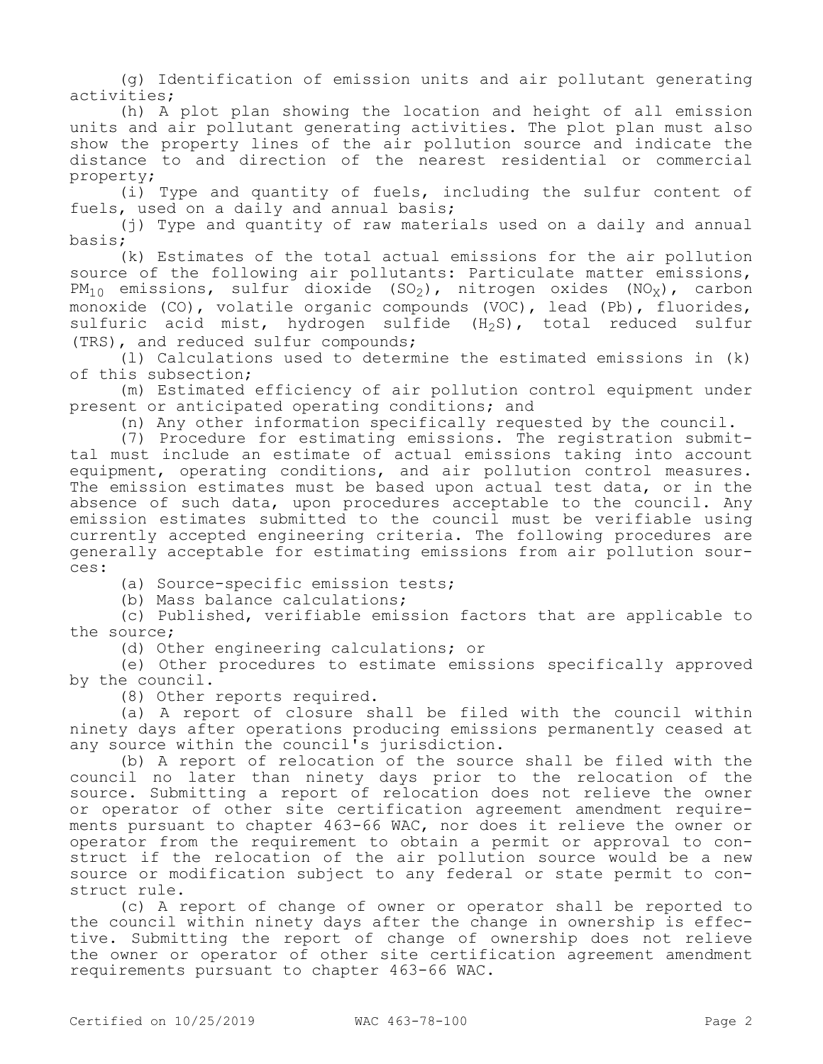(g) Identification of emission units and air pollutant generating activities;

(h) A plot plan showing the location and height of all emission units and air pollutant generating activities. The plot plan must also show the property lines of the air pollution source and indicate the distance to and direction of the nearest residential or commercial property;

(i) Type and quantity of fuels, including the sulfur content of fuels, used on a daily and annual basis;

(j) Type and quantity of raw materials used on a daily and annual basis;

(k) Estimates of the total actual emissions for the air pollution source of the following air pollutants: Particulate matter emissions, $PM_{10}$ emissions, sulfur dioxide ($SO_2$), nitrogen oxides ($NO_X$), carbon monoxide (CO), volatile organic compounds (VOC), lead (Pb), fluorides, sulfuric acid mist, hydrogen sulfide ($H_2S$), total reduced sulfur (TRS), and reduced sulfur compounds;

(l) Calculations used to determine the estimated emissions in (k) of this subsection;

(m) Estimated efficiency of air pollution control equipment under present or anticipated operating conditions; and

(n) Any other information specifically requested by the council.

(7) Procedure for estimating emissions. The registration submittal must include an estimate of actual emissions taking into account equipment, operating conditions, and air pollution control measures. The emission estimates must be based upon actual test data, or in the absence of such data, upon procedures acceptable to the council. Any emission estimates submitted to the council must be verifiable using currently accepted engineering criteria. The following procedures are generally acceptable for estimating emissions from air pollution sources:

(a) Source-specific emission tests;

(b) Mass balance calculations;

(c) Published, verifiable emission factors that are applicable to the source;

(d) Other engineering calculations; or

(e) Other procedures to estimate emissions specifically approved by the council.

(8) Other reports required.

(a) A report of closure shall be filed with the council within ninety days after operations producing emissions permanently ceased at any source within the council's jurisdiction.

(b) A report of relocation of the source shall be filed with the council no later than ninety days prior to the relocation of the source. Submitting a report of relocation does not relieve the owner or operator of other site certification agreement amendment requirements pursuant to chapter 463-66 WAC, nor does it relieve the owner or operator from the requirement to obtain a permit or approval to construct if the relocation of the air pollution source would be a new source or modification subject to any federal or state permit to construct rule.

(c) A report of change of owner or operator shall be reported to the council within ninety days after the change in ownership is effective. Submitting the report of change of ownership does not relieve the owner or operator of other site certification agreement amendment requirements pursuant to chapter 463-66 WAC.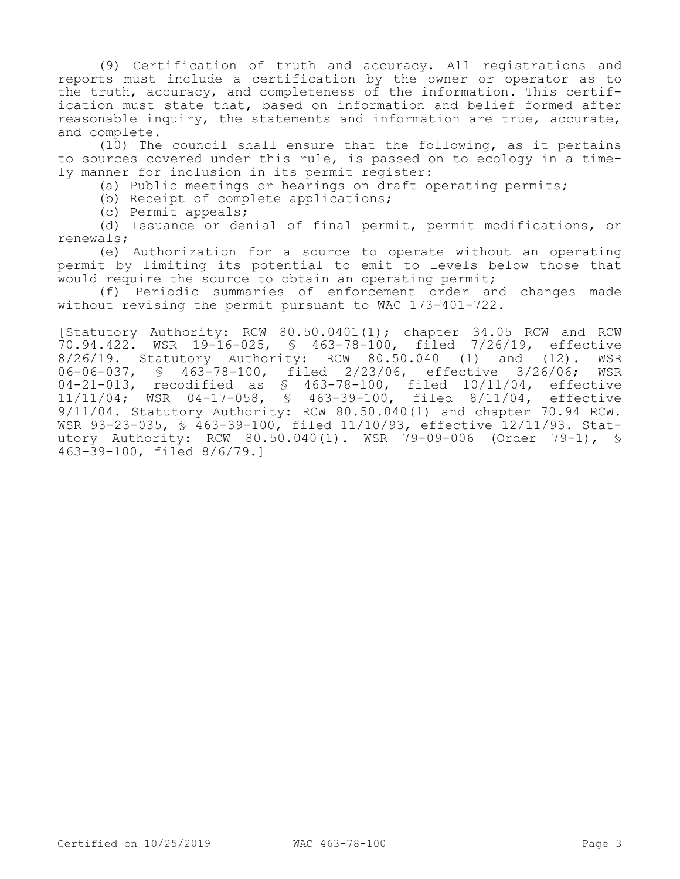(9) Certification of truth and accuracy. All registrations and reports must include a certification by the owner or operator as to the truth, accuracy, and completeness of the information. This certification must state that, based on information and belief formed after reasonable inquiry, the statements and information are true, accurate, and complete.

(10) The council shall ensure that the following, as it pertains to sources covered under this rule, is passed on to ecology in a timely manner for inclusion in its permit register:

(a) Public meetings or hearings on draft operating permits;

(b) Receipt of complete applications;

(c) Permit appeals;

(d) Issuance or denial of final permit, permit modifications, or renewals;

(e) Authorization for a source to operate without an operating permit by limiting its potential to emit to levels below those that would require the source to obtain an operating permit;

(f) Periodic summaries of enforcement order and changes made without revising the permit pursuant to WAC 173-401-722.

[Statutory Authority: RCW 80.50.0401(1); chapter 34.05 RCW and RCW 70.94.422. WSR 19-16-025, § 463-78-100, filed 7/26/19, effective 8/26/19. Statutory Authority: RCW 80.50.040 (1) and (12). WSR 06-06-037, § 463-78-100, filed 2/23/06, effective 3/26/06; WSR 04-21-013, recodified as § 463-78-100, filed 10/11/04, effective 11/11/04; WSR 04-17-058, § 463-39-100, filed 8/11/04, effective 9/11/04. Statutory Authority: RCW 80.50.040(1) and chapter 70.94 RCW. WSR 93-23-035, § 463-39-100, filed 11/10/93, effective 12/11/93. Statutory Authority: RCW 80.50.040(1). WSR 79-09-006 (Order 79-1), § 463-39-100, filed 8/6/79.]